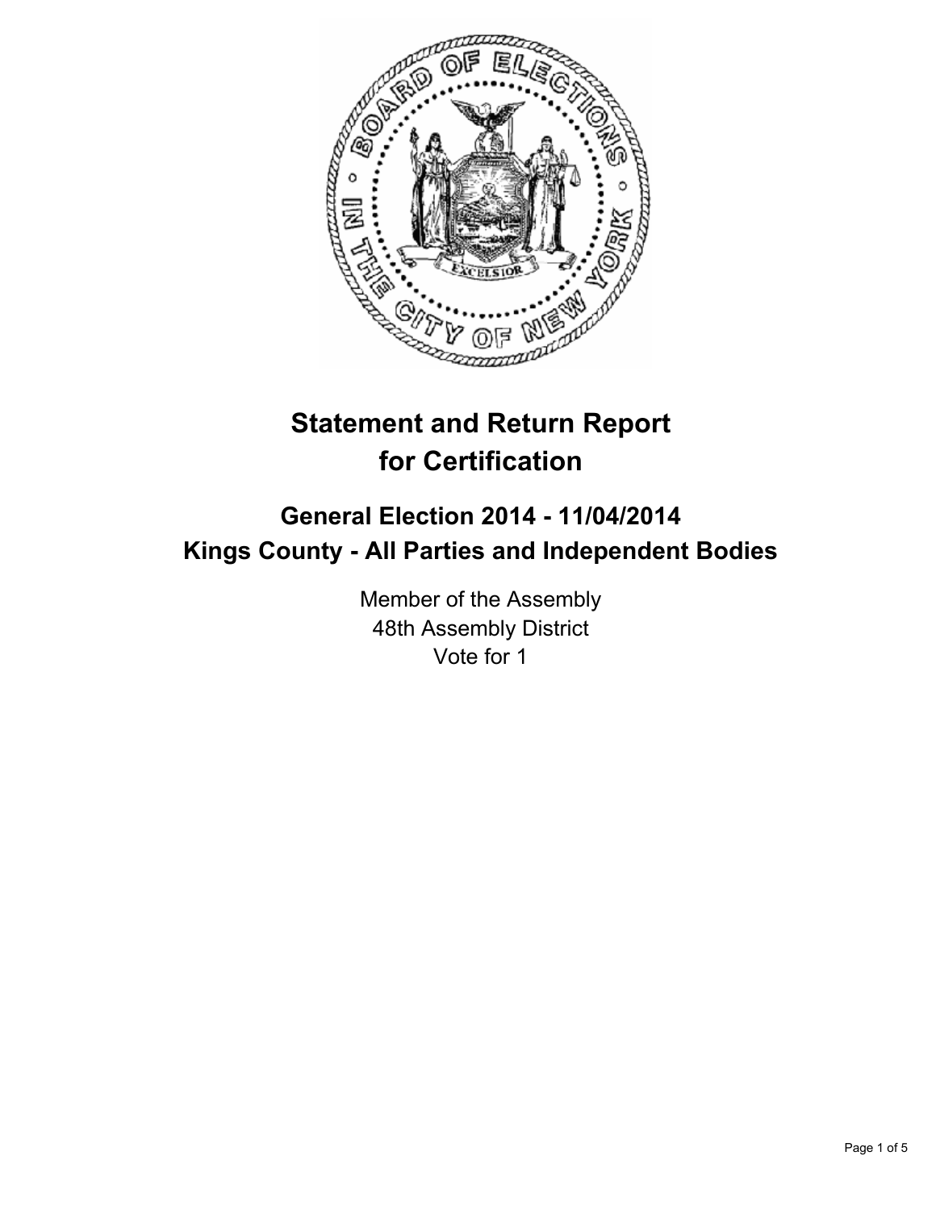# Statement and Return Report for Certification

## General Election 2014 - 11/04/2014
## Kings County - All Parties and Independent Bodies

Member of the Assembly
48th Assembly District
Vote for 1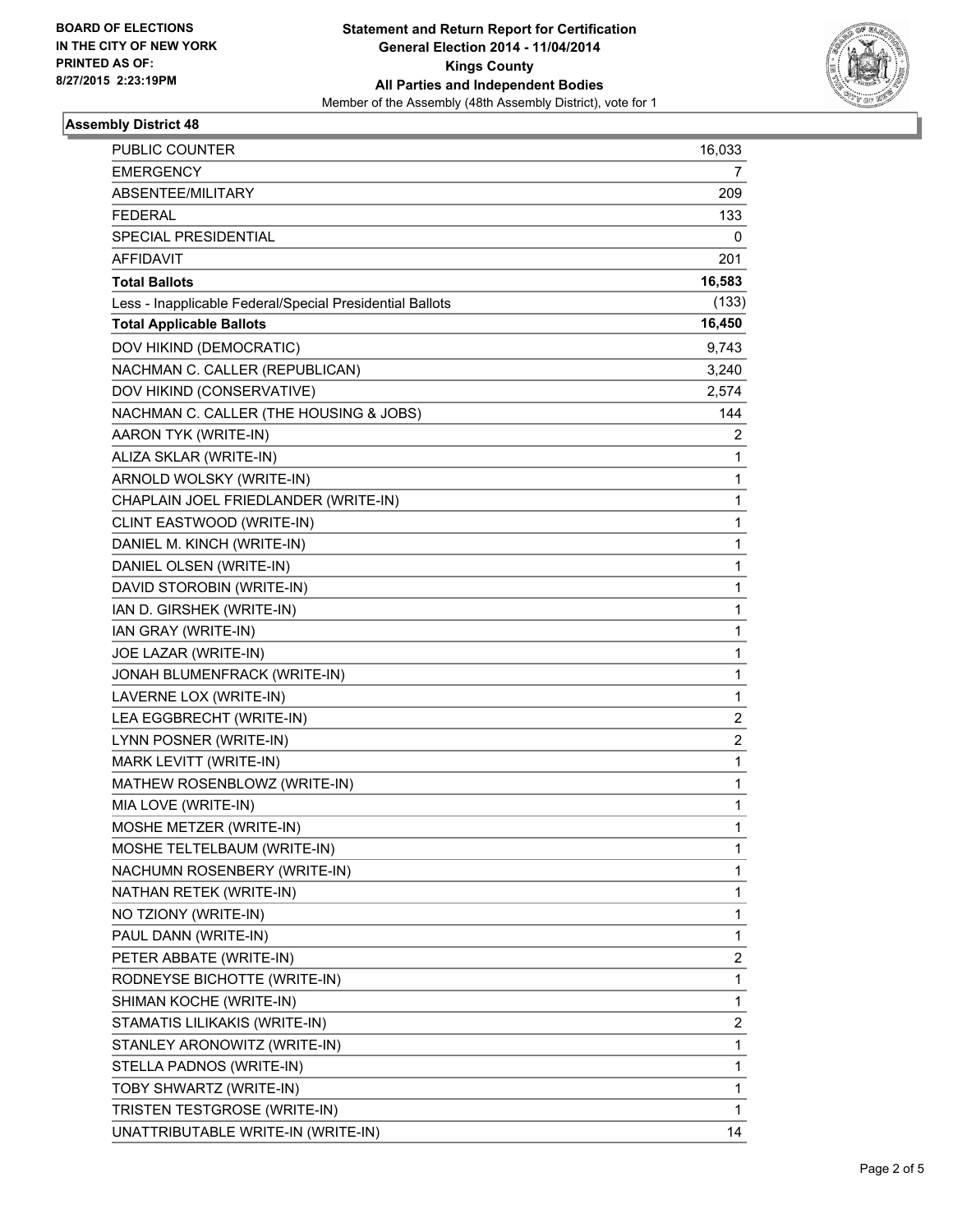**BOARD OF ELECTIONS IN THE CITY OF NEW YORK PRINTED AS OF: 8/27/2015 2:23:19PM**

**Statement and Return Report for Certification**
**General Election 2014 - 11/04/2014**
**Kings County**
**All Parties and Independent Bodies**
Member of the Assembly (48th Assembly District), vote for 1

### Assembly District 48

| | |
|---|---|
| PUBLIC COUNTER | 16,033 |
| EMERGENCY | 7 |
| ABSENTEE/MILITARY | 209 |
| FEDERAL | 133 |
| SPECIAL PRESIDENTIAL | 0 |
| AFFIDAVIT | 201 |
| **Total Ballots** | **16,583** |
| Less - Inapplicable Federal/Special Presidential Ballots | (133) |
| **Total Applicable Ballots** | **16,450** |
| DOV HIKIND (DEMOCRATIC) | 9,743 |
| NACHMAN C. CALLER (REPUBLICAN) | 3,240 |
| DOV HIKIND (CONSERVATIVE) | 2,574 |
| NACHMAN C. CALLER (THE HOUSING & JOBS) | 144 |
| AARON TYK (WRITE-IN) | 2 |
| ALIZA SKLAR (WRITE-IN) | 1 |
| ARNOLD WOLSKY (WRITE-IN) | 1 |
| CHAPLAIN JOEL FRIEDLANDER (WRITE-IN) | 1 |
| CLINT EASTWOOD (WRITE-IN) | 1 |
| DANIEL M. KINCH (WRITE-IN) | 1 |
| DANIEL OLSEN (WRITE-IN) | 1 |
| DAVID STOROBIN (WRITE-IN) | 1 |
| IAN D. GIRSHEK (WRITE-IN) | 1 |
| IAN GRAY (WRITE-IN) | 1 |
| JOE LAZAR (WRITE-IN) | 1 |
| JONAH BLUMENFRACK (WRITE-IN) | 1 |
| LAVERNE LOX (WRITE-IN) | 1 |
| LEA EGGBRECHT (WRITE-IN) | 2 |
| LYNN POSNER (WRITE-IN) | 2 |
| MARK LEVITT (WRITE-IN) | 1 |
| MATHEW ROSENBLOWZ (WRITE-IN) | 1 |
| MIA LOVE (WRITE-IN) | 1 |
| MOSHE METZER (WRITE-IN) | 1 |
| MOSHE TELTELBAUM (WRITE-IN) | 1 |
| NACHUMN ROSENBERY (WRITE-IN) | 1 |
| NATHAN RETEK (WRITE-IN) | 1 |
| NO TZIONY (WRITE-IN) | 1 |
| PAUL DANN (WRITE-IN) | 1 |
| PETER ABBATE (WRITE-IN) | 2 |
| RODNEYSE BICHOTTE (WRITE-IN) | 1 |
| SHIMAN KOCHE (WRITE-IN) | 1 |
| STAMATIS LILIKAKIS (WRITE-IN) | 2 |
| STANLEY ARONOWITZ (WRITE-IN) | 1 |
| STELLA PADNOS (WRITE-IN) | 1 |
| TOBY SHWARTZ (WRITE-IN) | 1 |
| TRISTEN TESTGROSE (WRITE-IN) | 1 |
| UNATTRIBUTABLE WRITE-IN (WRITE-IN) | 14 |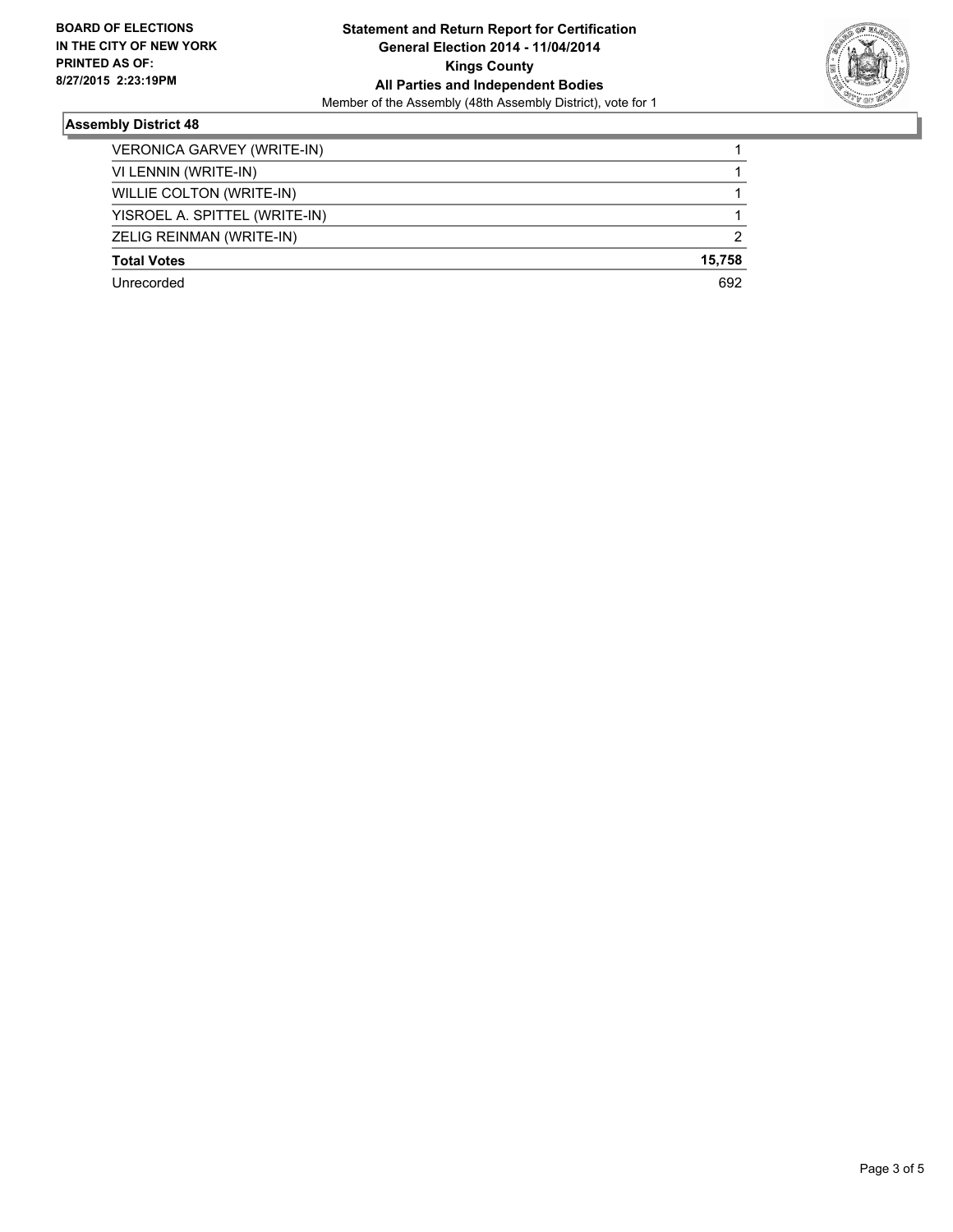**BOARD OF ELECTIONS IN THE CITY OF NEW YORK PRINTED AS OF: 8/27/2015 2:23:19PM**

**Statement and Return Report for Certification**
**General Election 2014 - 11/04/2014**
**Kings County**
**All Parties and Independent Bodies**
Member of the Assembly (48th Assembly District), vote for 1

**Assembly District 48**

| | |
|---|---|
| VERONICA GARVEY (WRITE-IN) | 1 |
| VI LENNIN (WRITE-IN) | 1 |
| WILLIE COLTON (WRITE-IN) | 1 |
| YISROEL A. SPITTEL (WRITE-IN) | 1 |
| ZELIG REINMAN (WRITE-IN) | 2 |
| **Total Votes** | **15,758** |
| Unrecorded | 692 |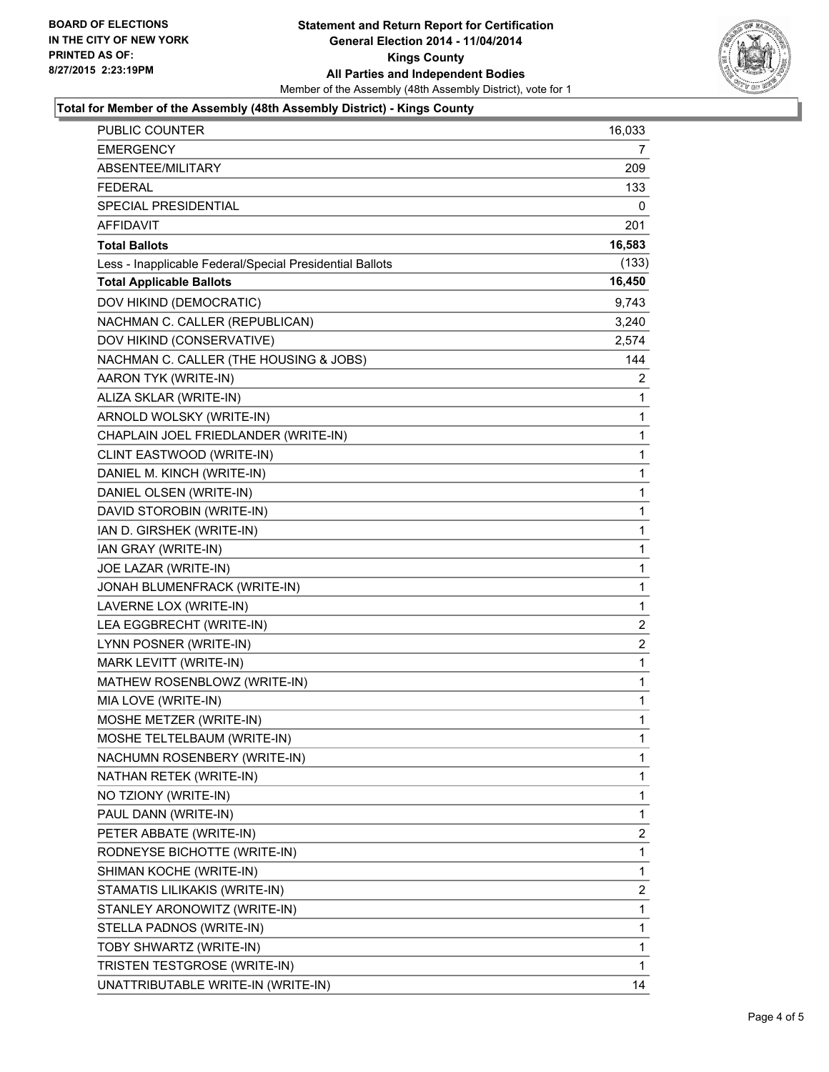**BOARD OF ELECTIONS**
**IN THE CITY OF NEW YORK**
**PRINTED AS OF:**
**8/27/2015 2:23:19PM**

# Statement and Return Report for Certification
## General Election 2014 - 11/04/2014
## Kings County
## All Parties and Independent Bodies

Member of the Assembly (48th Assembly District), vote for 1

### Total for Member of the Assembly (48th Assembly District) - Kings County

| | |
|---|---|
| PUBLIC COUNTER | 16,033 |
| EMERGENCY | 7 |
| ABSENTEE/MILITARY | 209 |
| FEDERAL | 133 |
| SPECIAL PRESIDENTIAL | 0 |
| AFFIDAVIT | 201 |
| **Total Ballots** | **16,583** |
| Less - Inapplicable Federal/Special Presidential Ballots | (133) |
| **Total Applicable Ballots** | **16,450** |
| DOV HIKIND (DEMOCRATIC) | 9,743 |
| NACHMAN C. CALLER (REPUBLICAN) | 3,240 |
| DOV HIKIND (CONSERVATIVE) | 2,574 |
| NACHMAN C. CALLER (THE HOUSING & JOBS) | 144 |
| AARON TYK (WRITE-IN) | 2 |
| ALIZA SKLAR (WRITE-IN) | 1 |
| ARNOLD WOLSKY (WRITE-IN) | 1 |
| CHAPLAIN JOEL FRIEDLANDER (WRITE-IN) | 1 |
| CLINT EASTWOOD (WRITE-IN) | 1 |
| DANIEL M. KINCH (WRITE-IN) | 1 |
| DANIEL OLSEN (WRITE-IN) | 1 |
| DAVID STOROBIN (WRITE-IN) | 1 |
| IAN D. GIRSHEK (WRITE-IN) | 1 |
| IAN GRAY (WRITE-IN) | 1 |
| JOE LAZAR (WRITE-IN) | 1 |
| JONAH BLUMENFRACK (WRITE-IN) | 1 |
| LAVERNE LOX (WRITE-IN) | 1 |
| LEA EGGBRECHT (WRITE-IN) | 2 |
| LYNN POSNER (WRITE-IN) | 2 |
| MARK LEVITT (WRITE-IN) | 1 |
| MATHEW ROSENBLOWZ (WRITE-IN) | 1 |
| MIA LOVE (WRITE-IN) | 1 |
| MOSHE METZER (WRITE-IN) | 1 |
| MOSHE TELTELBAUM (WRITE-IN) | 1 |
| NACHUMN ROSENBERY (WRITE-IN) | 1 |
| NATHAN RETEK (WRITE-IN) | 1 |
| NO TZIONY (WRITE-IN) | 1 |
| PAUL DANN (WRITE-IN) | 1 |
| PETER ABBATE (WRITE-IN) | 2 |
| RODNEYSE BICHOTTE (WRITE-IN) | 1 |
| SHIMAN KOCHE (WRITE-IN) | 1 |
| STAMATIS LILIKAKIS (WRITE-IN) | 2 |
| STANLEY ARONOWITZ (WRITE-IN) | 1 |
| STELLA PADNOS (WRITE-IN) | 1 |
| TOBY SHWARTZ (WRITE-IN) | 1 |
| TRISTEN TESTGROSE (WRITE-IN) | 1 |
| UNATTRIBUTABLE WRITE-IN (WRITE-IN) | 14 |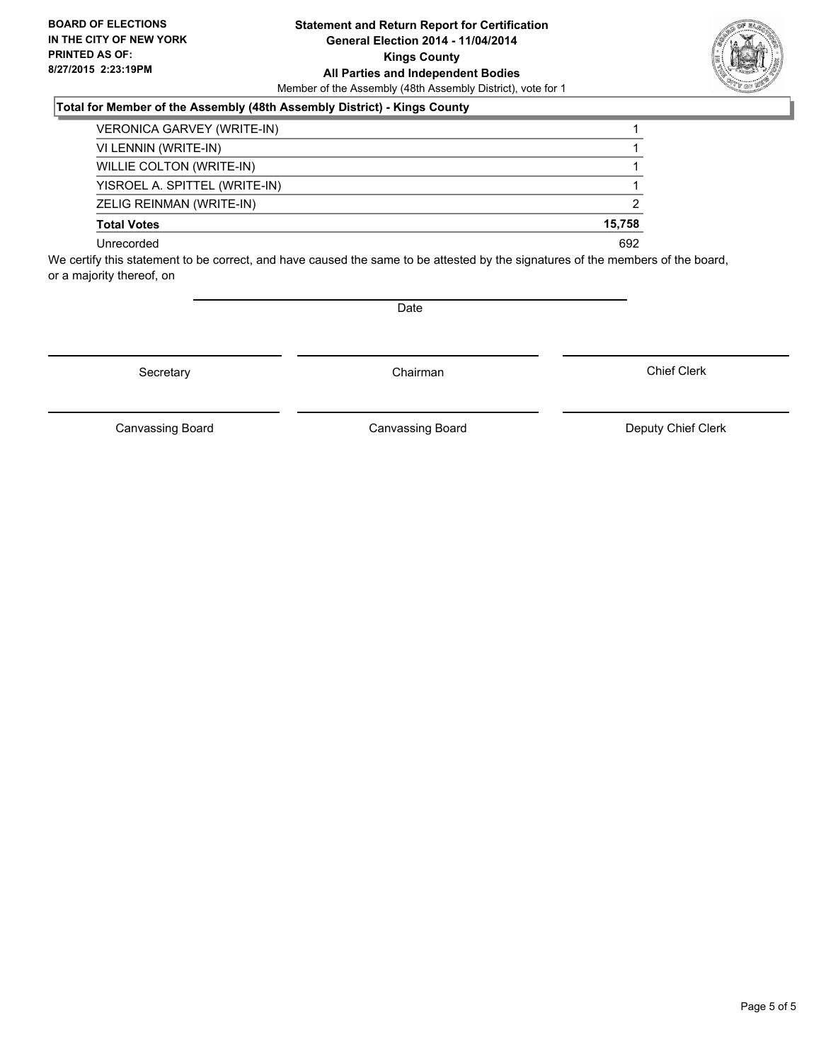**BOARD OF ELECTIONS IN THE CITY OF NEW YORK PRINTED AS OF: 8/27/2015 2:23:19PM**

**Statement and Return Report for Certification General Election 2014 - 11/04/2014 Kings County All Parties and Independent Bodies**

Member of the Assembly (48th Assembly District), vote for 1

**Total for Member of the Assembly (48th Assembly District) - Kings County**

| | |
|---|---|
| VERONICA GARVEY (WRITE-IN) | 1 |
| VI LENNIN (WRITE-IN) | 1 |
| WILLIE COLTON (WRITE-IN) | 1 |
| YISROEL A. SPITTEL (WRITE-IN) | 1 |
| ZELIG REINMAN (WRITE-IN) | 2 |
| **Total Votes** | **15,758** |
| Unrecorded | 692 |

We certify this statement to be correct, and have caused the same to be attested by the signatures of the members of the board, or a majority thereof, on

Date

Secretary

Chairman

Chief Clerk

Canvassing Board

Canvassing Board

Deputy Chief Clerk